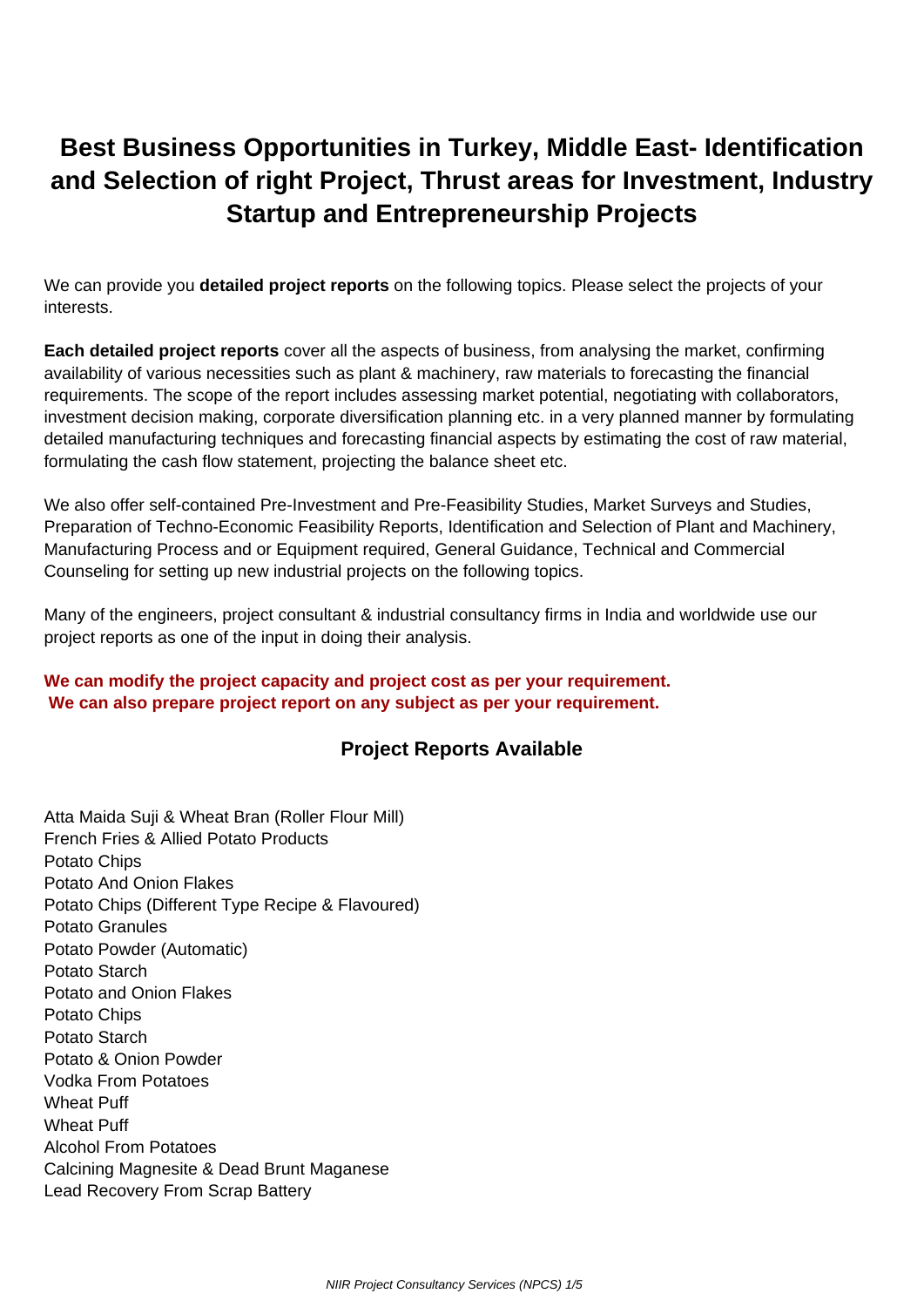# Best Business Opportunities in Turkey, Middle East- Identification and Selection of right Project, Thrust areas for Investment, Industry Startup and Entrepreneurship Projects

We can provide you **detailed project reports** on the following topics. Please select the projects of your interests.

**Each detailed project reports** cover all the aspects of business, from analysing the market, confirming availability of various necessities such as plant & machinery, raw materials to forecasting the financial requirements. The scope of the report includes assessing market potential, negotiating with collaborators, investment decision making, corporate diversification planning etc. in a very planned manner by formulating detailed manufacturing techniques and forecasting financial aspects by estimating the cost of raw material, formulating the cash flow statement, projecting the balance sheet etc.

We also offer self-contained Pre-Investment and Pre-Feasibility Studies, Market Surveys and Studies, Preparation of Techno-Economic Feasibility Reports, Identification and Selection of Plant and Machinery, Manufacturing Process and or Equipment required, General Guidance, Technical and Commercial Counseling for setting up new industrial projects on the following topics.

Many of the engineers, project consultant & industrial consultancy firms in India and worldwide use our project reports as one of the input in doing their analysis.

**We can modify the project capacity and project cost as per your requirement.**
**We can also prepare project report on any subject as per your requirement.**

### Project Reports Available

Atta Maida Suji & Wheat Bran (Roller Flour Mill)
French Fries & Allied Potato Products
Potato Chips
Potato And Onion Flakes
Potato Chips (Different Type Recipe & Flavoured)
Potato Granules
Potato Powder (Automatic)
Potato Starch
Potato and Onion Flakes
Potato Chips
Potato Starch
Potato & Onion Powder
Vodka From Potatoes
Wheat Puff
Wheat Puff
Alcohol From Potatoes
Calcining Magnesite & Dead Brunt Maganese
Lead Recovery From Scrap Battery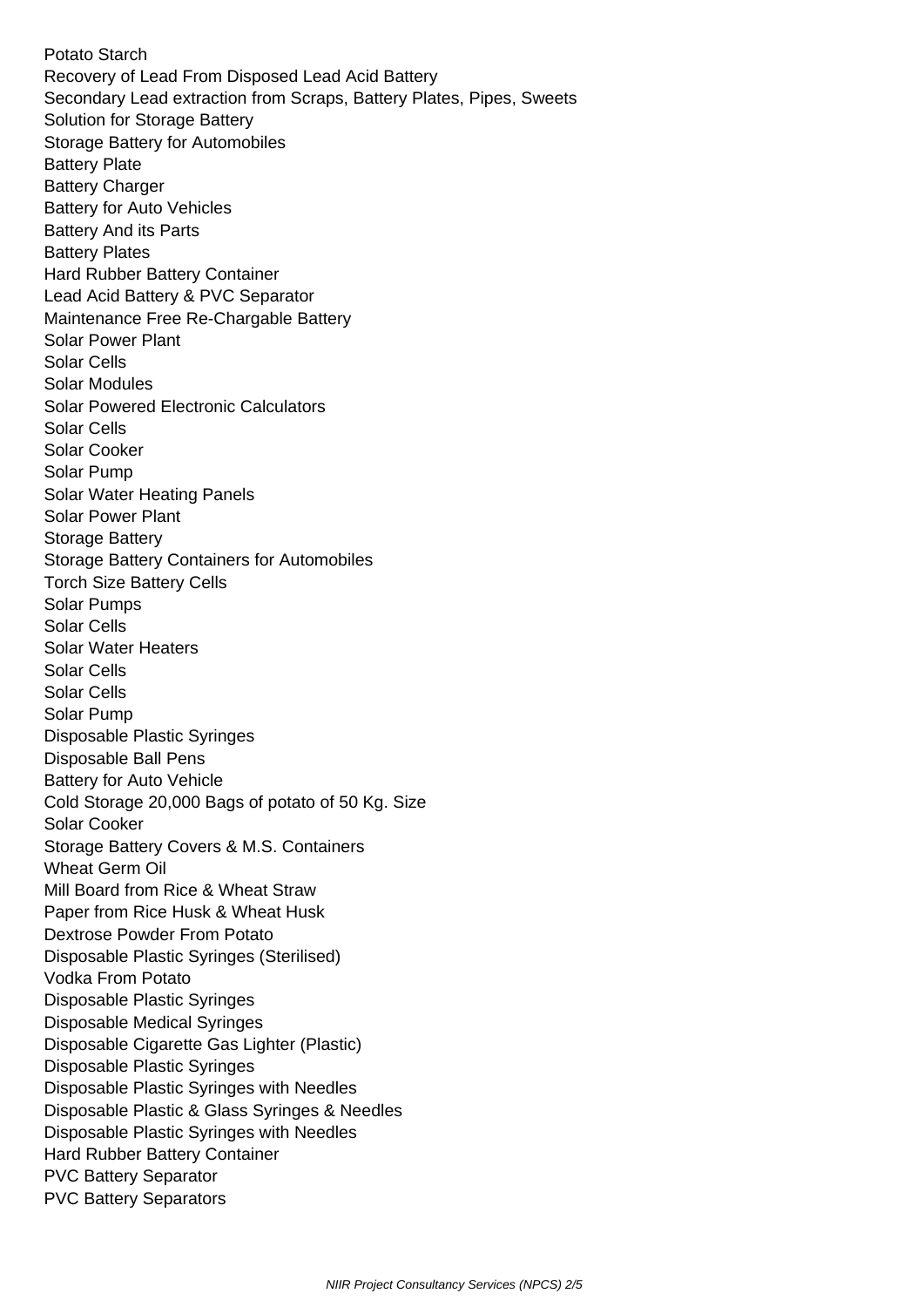Potato Starch
Recovery of Lead From Disposed Lead Acid Battery
Secondary Lead extraction from Scraps, Battery Plates, Pipes, Sweets
Solution for Storage Battery
Storage Battery for Automobiles
Battery Plate
Battery Charger
Battery for Auto Vehicles
Battery And its Parts
Battery Plates
Hard Rubber Battery Container
Lead Acid Battery & PVC Separator
Maintenance Free Re-Chargable Battery
Solar Power Plant
Solar Cells
Solar Modules
Solar Powered Electronic Calculators
Solar Cells
Solar Cooker
Solar Pump
Solar Water Heating Panels
Solar Power Plant
Storage Battery
Storage Battery Containers for Automobiles
Torch Size Battery Cells
Solar Pumps
Solar Cells
Solar Water Heaters
Solar Cells
Solar Cells
Solar Pump
Disposable Plastic Syringes
Disposable Ball Pens
Battery for Auto Vehicle
Cold Storage 20,000 Bags of potato of 50 Kg. Size
Solar Cooker
Storage Battery Covers & M.S. Containers
Wheat Germ Oil
Mill Board from Rice & Wheat Straw
Paper from Rice Husk & Wheat Husk
Dextrose Powder From Potato
Disposable Plastic Syringes (Sterilised)
Vodka From Potato
Disposable Plastic Syringes
Disposable Medical Syringes
Disposable Cigarette Gas Lighter (Plastic)
Disposable Plastic Syringes
Disposable Plastic Syringes with Needles
Disposable Plastic & Glass Syringes & Needles
Disposable Plastic Syringes with Needles
Hard Rubber Battery Container
PVC Battery Separator
PVC Battery Separators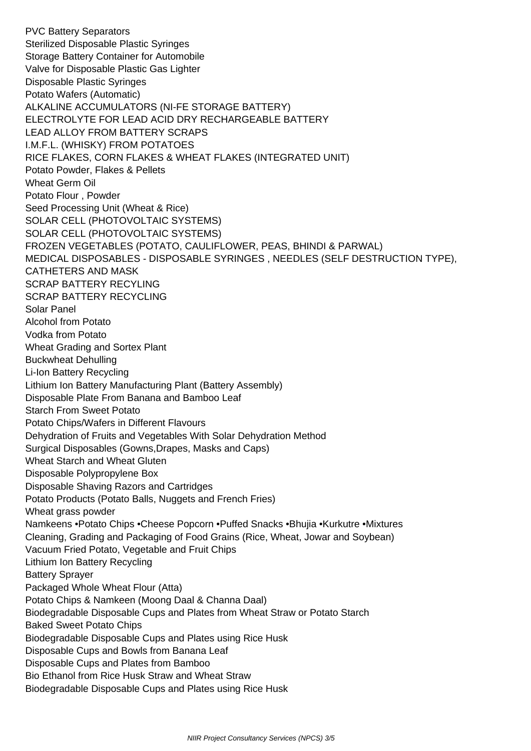PVC Battery Separators
Sterilized Disposable Plastic Syringes
Storage Battery Container for Automobile
Valve for Disposable Plastic Gas Lighter
Disposable Plastic Syringes
Potato Wafers (Automatic)
ALKALINE ACCUMULATORS (NI-FE STORAGE BATTERY)
ELECTROLYTE FOR LEAD ACID DRY RECHARGEABLE BATTERY
LEAD ALLOY FROM BATTERY SCRAPS
I.M.F.L. (WHISKY) FROM POTATOES
RICE FLAKES, CORN FLAKES & WHEAT FLAKES (INTEGRATED UNIT)
Potato Powder, Flakes & Pellets
Wheat Germ Oil
Potato Flour , Powder
Seed Processing Unit (Wheat & Rice)
SOLAR CELL (PHOTOVOLTAIC SYSTEMS)
SOLAR CELL (PHOTOVOLTAIC SYSTEMS)
FROZEN VEGETABLES (POTATO, CAULIFLOWER, PEAS, BHINDI & PARWAL)
MEDICAL DISPOSABLES - DISPOSABLE SYRINGES , NEEDLES (SELF DESTRUCTION TYPE), CATHETERS AND MASK
SCRAP BATTERY RECYLING
SCRAP BATTERY RECYCLING
Solar Panel
Alcohol from Potato
Vodka from Potato
Wheat Grading and Sortex Plant
Buckwheat Dehulling
Li-Ion Battery Recycling
Lithium Ion Battery Manufacturing Plant (Battery Assembly)
Disposable Plate From Banana and Bamboo Leaf
Starch From Sweet Potato
Potato Chips/Wafers in Different Flavours
Dehydration of Fruits and Vegetables With Solar Dehydration Method
Surgical Disposables (Gowns,Drapes, Masks and Caps)
Wheat Starch and Wheat Gluten
Disposable Polypropylene Box
Disposable Shaving Razors and Cartridges
Potato Products (Potato Balls, Nuggets and French Fries)
Wheat grass powder
Namkeens •Potato Chips •Cheese Popcorn •Puffed Snacks •Bhujia •Kurkutre •Mixtures
Cleaning, Grading and Packaging of Food Grains (Rice, Wheat, Jowar and Soybean)
Vacuum Fried Potato, Vegetable and Fruit Chips
Lithium Ion Battery Recycling
Battery Sprayer
Packaged Whole Wheat Flour (Atta)
Potato Chips & Namkeen (Moong Daal & Channa Daal)
Biodegradable Disposable Cups and Plates from Wheat Straw or Potato Starch
Baked Sweet Potato Chips
Biodegradable Disposable Cups and Plates using Rice Husk
Disposable Cups and Bowls from Banana Leaf
Disposable Cups and Plates from Bamboo
Bio Ethanol from Rice Husk Straw and Wheat Straw
Biodegradable Disposable Cups and Plates using Rice Husk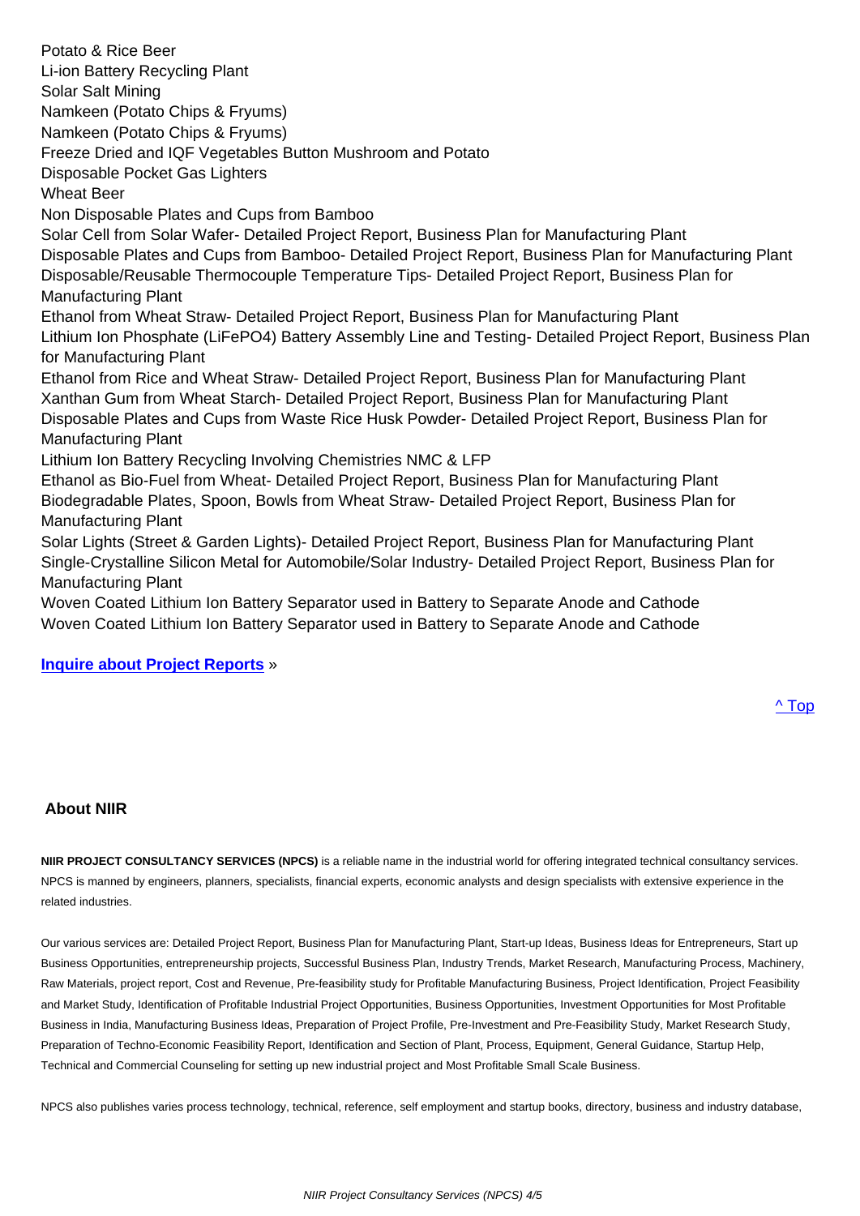Potato & Rice Beer
Li-ion Battery Recycling Plant
Solar Salt Mining
Namkeen (Potato Chips & Fryums)
Namkeen (Potato Chips & Fryums)
Freeze Dried and IQF Vegetables Button Mushroom and Potato
Disposable Pocket Gas Lighters
Wheat Beer
Non Disposable Plates and Cups from Bamboo
Solar Cell from Solar Wafer- Detailed Project Report, Business Plan for Manufacturing Plant
Disposable Plates and Cups from Bamboo- Detailed Project Report, Business Plan for Manufacturing Plant
Disposable/Reusable Thermocouple Temperature Tips- Detailed Project Report, Business Plan for Manufacturing Plant
Ethanol from Wheat Straw- Detailed Project Report, Business Plan for Manufacturing Plant
Lithium Ion Phosphate (LiFePO4) Battery Assembly Line and Testing- Detailed Project Report, Business Plan for Manufacturing Plant
Ethanol from Rice and Wheat Straw- Detailed Project Report, Business Plan for Manufacturing Plant
Xanthan Gum from Wheat Starch- Detailed Project Report, Business Plan for Manufacturing Plant
Disposable Plates and Cups from Waste Rice Husk Powder- Detailed Project Report, Business Plan for Manufacturing Plant
Lithium Ion Battery Recycling Involving Chemistries NMC & LFP
Ethanol as Bio-Fuel from Wheat- Detailed Project Report, Business Plan for Manufacturing Plant
Biodegradable Plates, Spoon, Bowls from Wheat Straw- Detailed Project Report, Business Plan for Manufacturing Plant
Solar Lights (Street & Garden Lights)- Detailed Project Report, Business Plan for Manufacturing Plant
Single-Crystalline Silicon Metal for Automobile/Solar Industry- Detailed Project Report, Business Plan for Manufacturing Plant
Woven Coated Lithium Ion Battery Separator used in Battery to Separate Anode and Cathode
Woven Coated Lithium Ion Battery Separator used in Battery to Separate Anode and Cathode

**Inquire about Project Reports** »

^ Top

## About NIIR

**NIIR PROJECT CONSULTANCY SERVICES (NPCS)** is a reliable name in the industrial world for offering integrated technical consultancy services. NPCS is manned by engineers, planners, specialists, financial experts, economic analysts and design specialists with extensive experience in the related industries.

Our various services are: Detailed Project Report, Business Plan for Manufacturing Plant, Start-up Ideas, Business Ideas for Entrepreneurs, Start up Business Opportunities, entrepreneurship projects, Successful Business Plan, Industry Trends, Market Research, Manufacturing Process, Machinery, Raw Materials, project report, Cost and Revenue, Pre-feasibility study for Profitable Manufacturing Business, Project Identification, Project Feasibility and Market Study, Identification of Profitable Industrial Project Opportunities, Business Opportunities, Investment Opportunities for Most Profitable Business in India, Manufacturing Business Ideas, Preparation of Project Profile, Pre-Investment and Pre-Feasibility Study, Market Research Study, Preparation of Techno-Economic Feasibility Report, Identification and Section of Plant, Process, Equipment, General Guidance, Startup Help, Technical and Commercial Counseling for setting up new industrial project and Most Profitable Small Scale Business.

NPCS also publishes varies process technology, technical, reference, self employment and startup books, directory, business and industry database,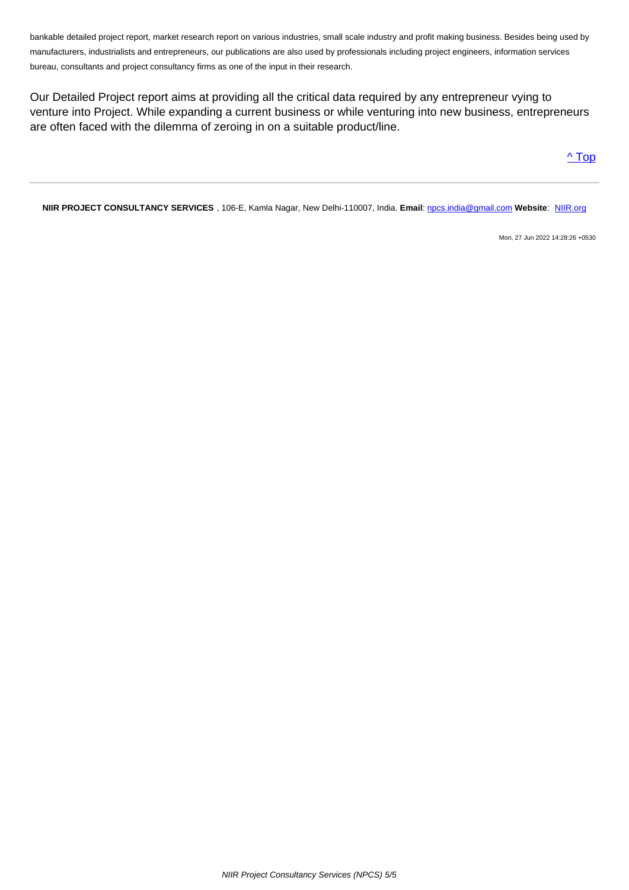bankable detailed project report, market research report on various industries, small scale industry and profit making business. Besides being used by manufacturers, industrialists and entrepreneurs, our publications are also used by professionals including project engineers, information services bureau, consultants and project consultancy firms as one of the input in their research.

Our Detailed Project report aims at providing all the critical data required by any entrepreneur vying to venture into Project. While expanding a current business or while venturing into new business, entrepreneurs are often faced with the dilemma of zeroing in on a suitable product/line.

^ Top

---

**NIIR PROJECT CONSULTANCY SERVICES** , 106-E, Kamla Nagar, New Delhi-110007, India. **Email**: npcs.india@gmail.com **Website**: NIIR.org

Mon, 27 Jun 2022 14:28:26 +0530